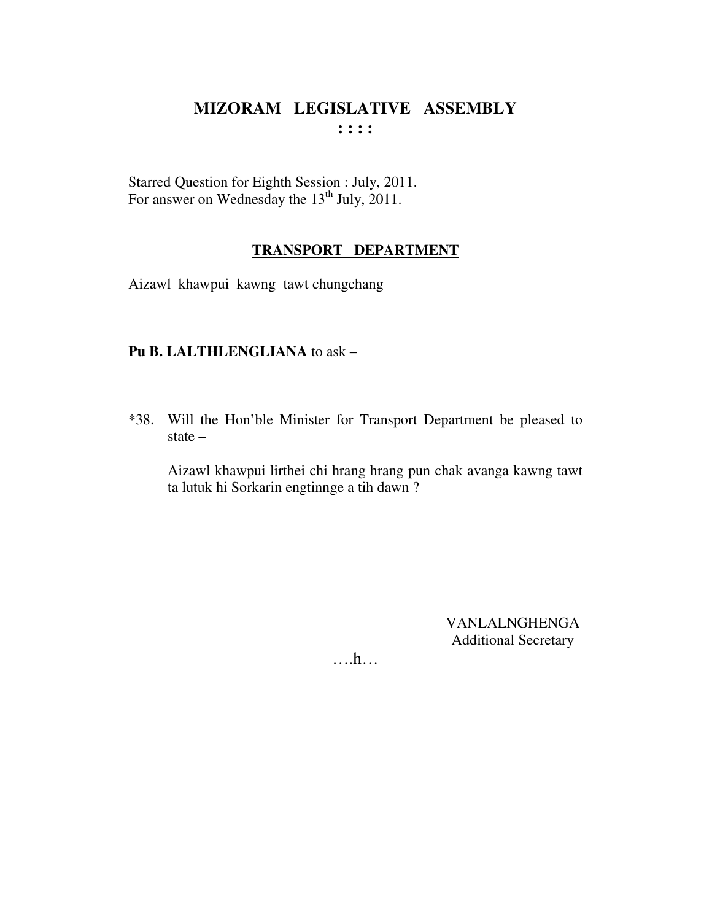# MIZORAM LEGISLATIVE ASSEMBLY

**: : : :**

Starred Question for Eighth Session : July, 2011.
For answer on Wednesday the 13th July, 2011.

## TRANSPORT DEPARTMENT

Aizawl khawpui kawng tawt chungchang

**Pu B. LALTHLENGLIANA** to ask –

*38. Will the Hon'ble Minister for Transport Department be pleased to state –

Aizawl khawpui lirthei chi hrang hrang pun chak avanga kawng tawt ta lutuk hi Sorkarin engtinnge a tih dawn ?

VANLALNGHENGA
Additional Secretary

….h…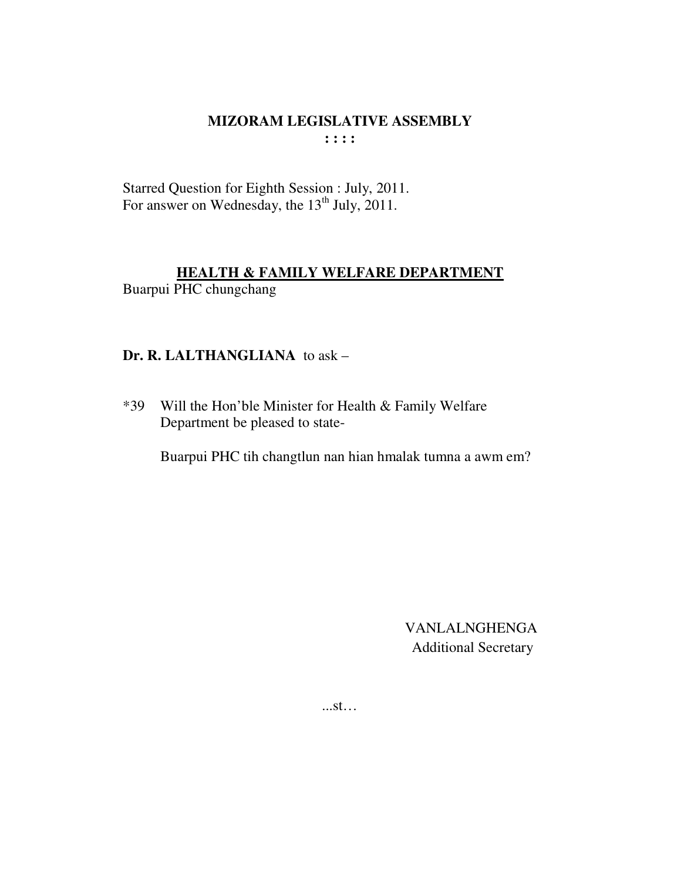# MIZORAM LEGISLATIVE ASSEMBLY

**: : : :**

Starred Question for Eighth Session : July, 2011.
For answer on Wednesday, the 13th July, 2011.

## HEALTH & FAMILY WELFARE DEPARTMENT

Buarpui PHC chungchang

**Dr. R. LALTHANGLIANA** to ask –

*39 Will the Hon'ble Minister for Health & Family Welfare Department be pleased to state-

Buarpui PHC tih changtlun nan hian hmalak tumna a awm em?

VANLALNGHENGA
Additional Secretary

...st…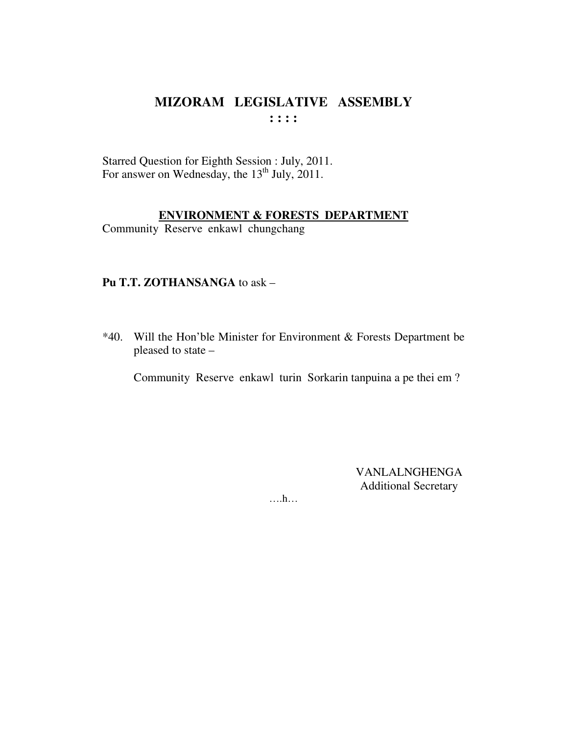# MIZORAM LEGISLATIVE ASSEMBLY

**: : : :**

Starred Question for Eighth Session : July, 2011.
For answer on Wednesday, the 13th July, 2011.

**ENVIRONMENT & FORESTS DEPARTMENT**

Community Reserve enkawl chungchang

**Pu T.T. ZOTHANSANGA** to ask –

*40. Will the Hon'ble Minister for Environment & Forests Department be pleased to state –

Community Reserve enkawl turin Sorkarin tanpuina a pe thei em ?

VANLALNGHENGA
Additional Secretary

….h…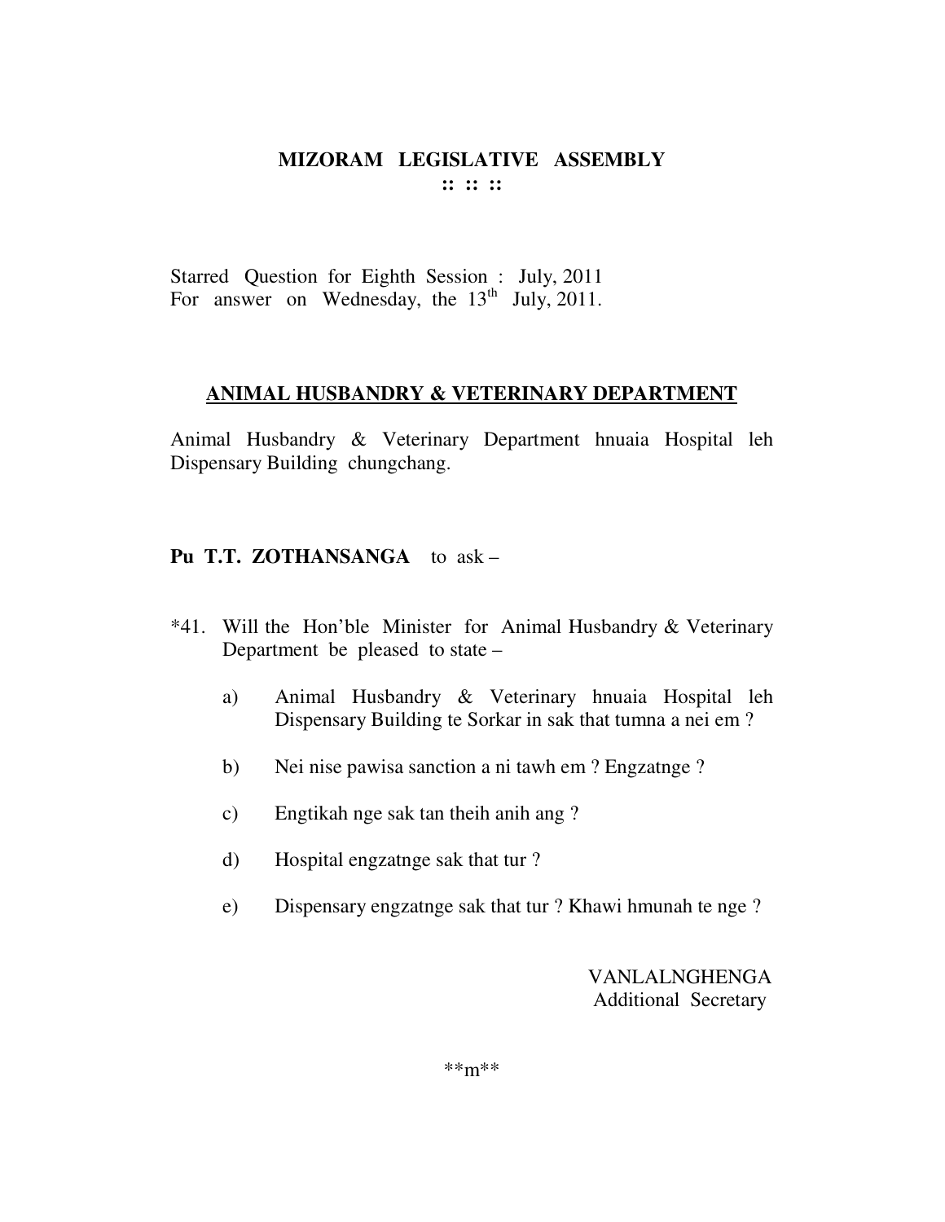# MIZORAM LEGISLATIVE ASSEMBLY

**:: :: ::**

Starred Question for Eighth Session : July, 2011
For answer on Wednesday, the 13th July, 2011.

## ANIMAL HUSBANDRY & VETERINARY DEPARTMENT

Animal Husbandry & Veterinary Department hnuaia Hospital leh Dispensary Building chungchang.

**Pu T.T. ZOTHANSANGA** to ask –

*41. Will the Hon'ble Minister for Animal Husbandry & Veterinary Department be pleased to state –

a) Animal Husbandry & Veterinary hnuaia Hospital leh Dispensary Building te Sorkar in sak that tumna a nei em ?

b) Nei nise pawisa sanction a ni tawh em ? Engzatnge ?

c) Engtikah nge sak tan theih anih ang ?

d) Hospital engzatnge sak that tur ?

e) Dispensary engzatnge sak that tur ? Khawi hmunah te nge ?

VANLALNGHENGA
Additional Secretary

**m**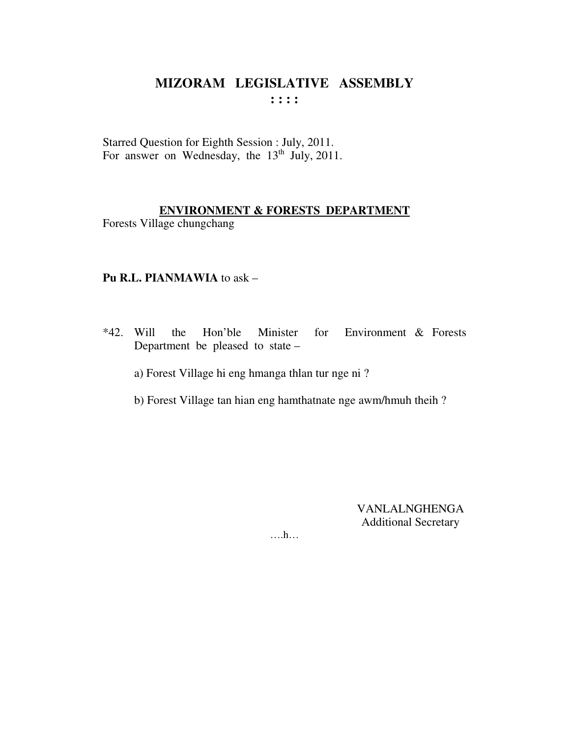# MIZORAM LEGISLATIVE ASSEMBLY

**: : : :**

Starred Question for Eighth Session : July, 2011.
For answer on Wednesday, the 13th July, 2011.

**ENVIRONMENT & FORESTS DEPARTMENT**

Forests Village chungchang

**Pu R.L. PIANMAWIA** to ask –

*42. Will the Hon'ble Minister for Environment & Forests Department be pleased to state –

a) Forest Village hi eng hmanga thlan tur nge ni ?

b) Forest Village tan hian eng hamthatnate nge awm/hmuh theih ?

VANLALNGHENGA
Additional Secretary

….h…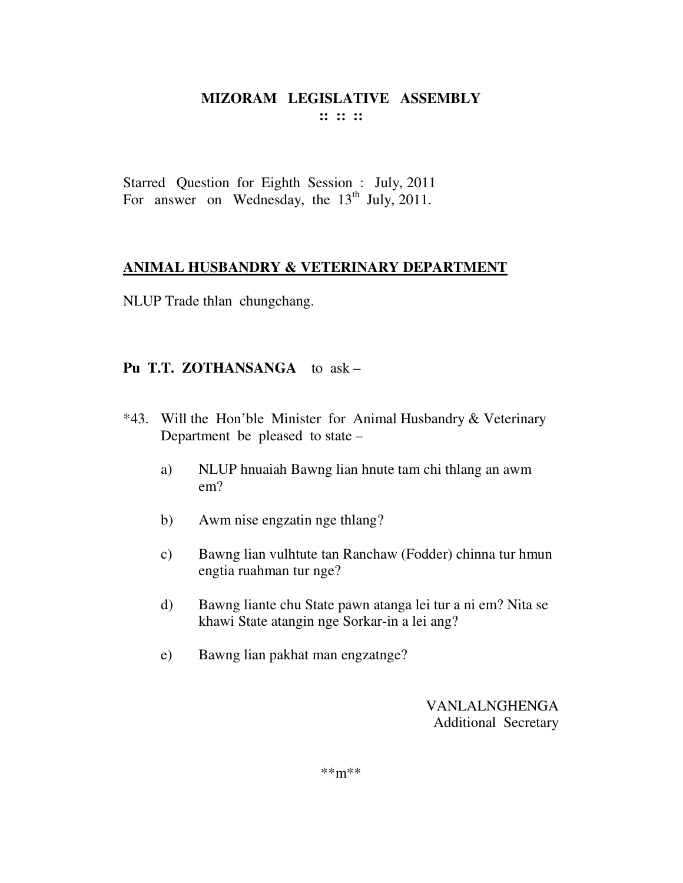# MIZORAM LEGISLATIVE ASSEMBLY

**:: :: ::**

Starred Question for Eighth Session : July, 2011
For answer on Wednesday, the 13th July, 2011.

## ANIMAL HUSBANDRY & VETERINARY DEPARTMENT

NLUP Trade thlan chungchang.

**Pu T.T. ZOTHANSANGA** to ask –

*43. Will the Hon'ble Minister for Animal Husbandry & Veterinary Department be pleased to state –

a) NLUP hnuaiah Bawng lian hnute tam chi thlang an awm em?

b) Awm nise engzatin nge thlang?

c) Bawng lian vulhtute tan Ranchaw (Fodder) chinna tur hmun engtia ruahman tur nge?

d) Bawng liante chu State pawn atanga lei tur a ni em? Nita se khawi State atangin nge Sorkar-in a lei ang?

e) Bawng lian pakhat man engzatnge?

VANLALNGHENGA
Additional Secretary

**m**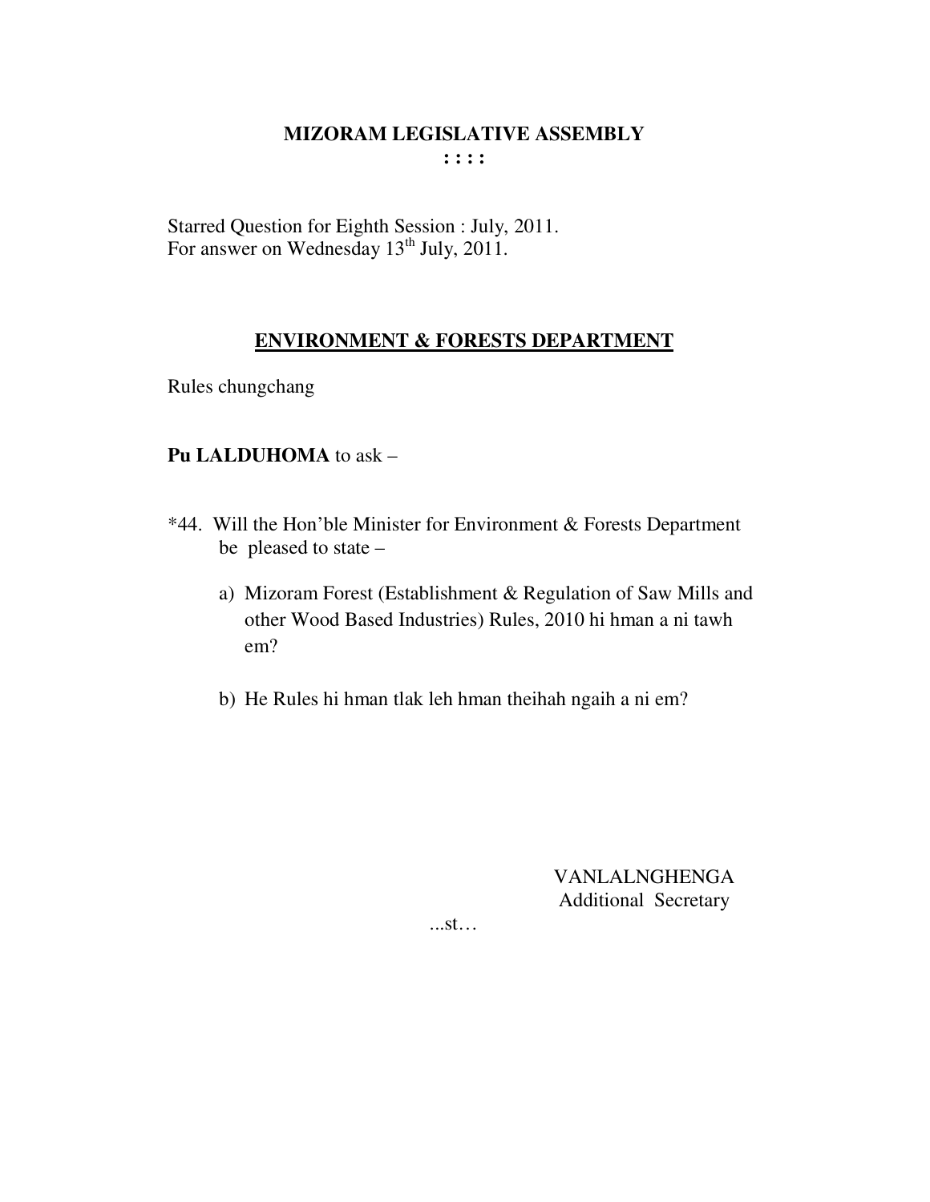**MIZORAM LEGISLATIVE ASSEMBLY**

**: : : :**

Starred Question for Eighth Session : July, 2011.
For answer on Wednesday 13th July, 2011.

**ENVIRONMENT & FORESTS DEPARTMENT**

Rules chungchang

**Pu LALDUHOMA** to ask –

*44. Will the Hon'ble Minister for Environment & Forests Department be pleased to state –

a) Mizoram Forest (Establishment & Regulation of Saw Mills and other Wood Based Industries) Rules, 2010 hi hman a ni tawh em?

b) He Rules hi hman tlak leh hman theihah ngaih a ni em?

VANLALNGHENGA
Additional Secretary

...st…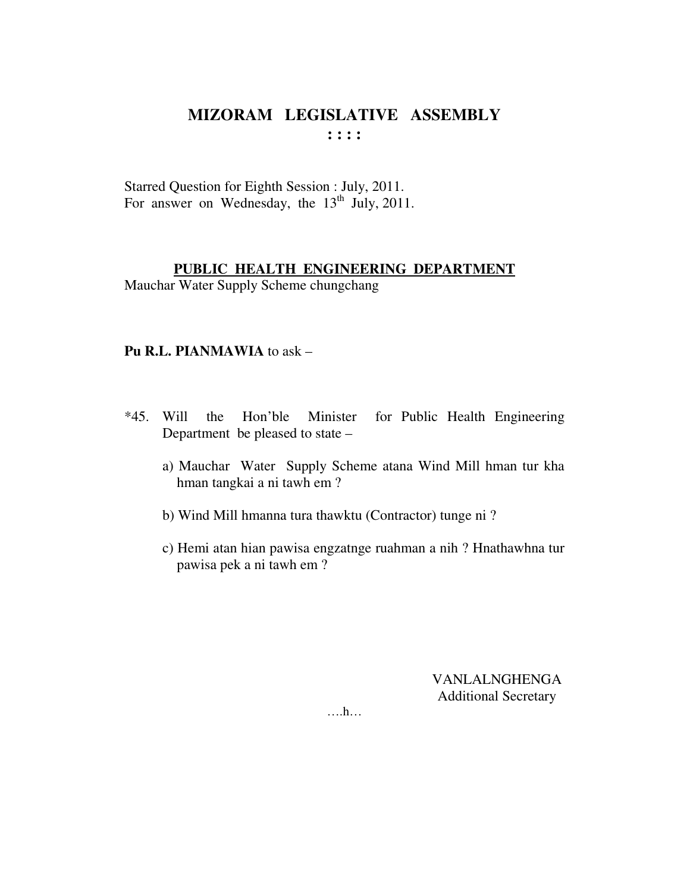# MIZORAM LEGISLATIVE ASSEMBLY

: : : :

Starred Question for Eighth Session : July, 2011.
For answer on Wednesday, the 13th July, 2011.

**PUBLIC HEALTH ENGINEERING DEPARTMENT**
Mauchar Water Supply Scheme chungchang

**Pu R.L. PIANMAWIA** to ask –

*45. Will the Hon'ble Minister for Public Health Engineering Department be pleased to state –

a) Mauchar Water Supply Scheme atana Wind Mill hman tur kha hman tangkai a ni tawh em ?

b) Wind Mill hmanna tura thawktu (Contractor) tunge ni ?

c) Hemi atan hian pawisa engzatnge ruahman a nih ? Hnathawhna tur pawisa pek a ni tawh em ?

VANLALNGHENGA
Additional Secretary

….h…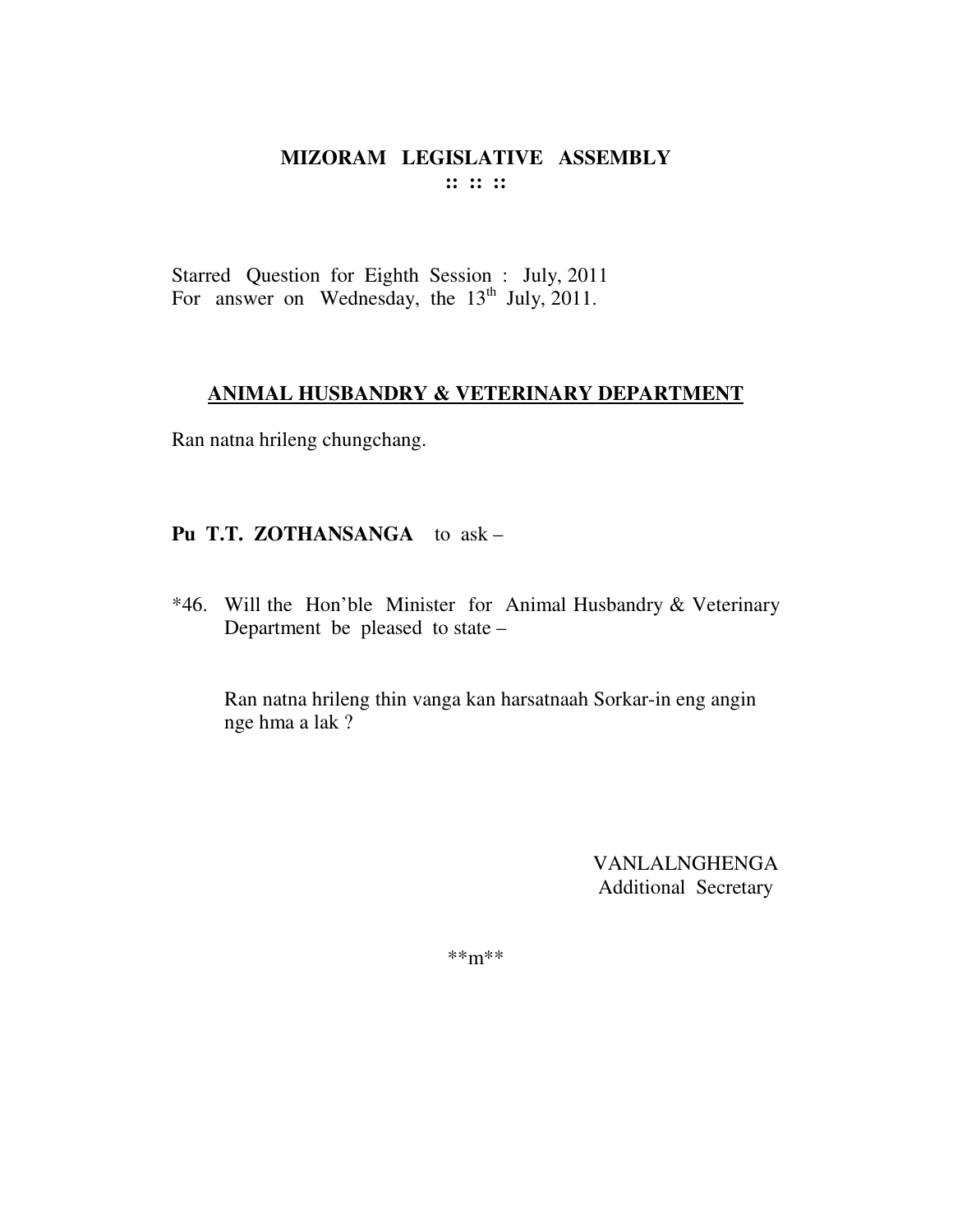# MIZORAM LEGISLATIVE ASSEMBLY

**:: :: ::**

Starred Question for Eighth Session : July, 2011
For answer on Wednesday, the 13th July, 2011.

## ANIMAL HUSBANDRY & VETERINARY DEPARTMENT

Ran natna hrileng chungchang.

**Pu T.T. ZOTHANSANGA** to ask –

*46. Will the Hon'ble Minister for Animal Husbandry & Veterinary Department be pleased to state –

Ran natna hrileng thin vanga kan harsatnaah Sorkar-in eng angin nge hma a lak ?

VANLALNGHENGA
Additional Secretary

**m**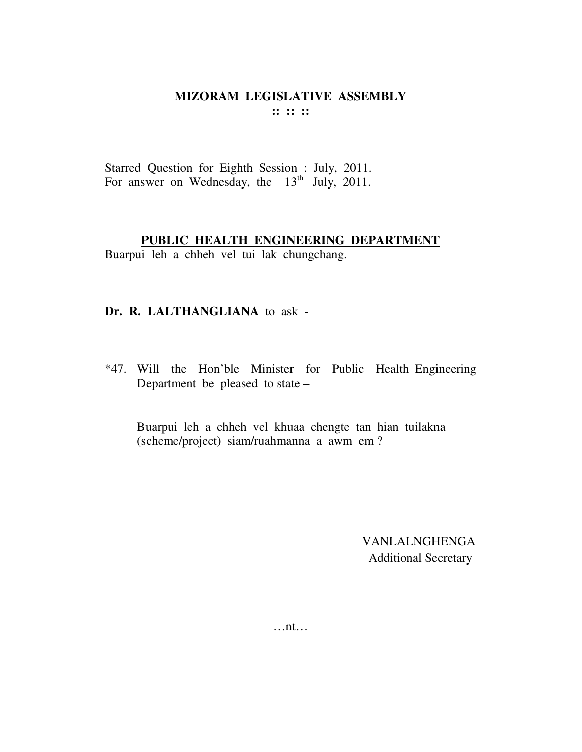# MIZORAM LEGISLATIVE ASSEMBLY

:: :: ::

Starred Question for Eighth Session : July, 2011.
For answer on Wednesday, the 13th July, 2011.

**PUBLIC HEALTH ENGINEERING DEPARTMENT**
Buarpui leh a chheh vel tui lak chungchang.

**Dr. R. LALTHANGLIANA** to ask -

*47. Will the Hon'ble Minister for Public Health Engineering Department be pleased to state –

Buarpui leh a chheh vel khuaa chengte tan hian tuilakna (scheme/project) siam/ruahmanna a awm em ?

VANLALNGHENGA
Additional Secretary

…nt…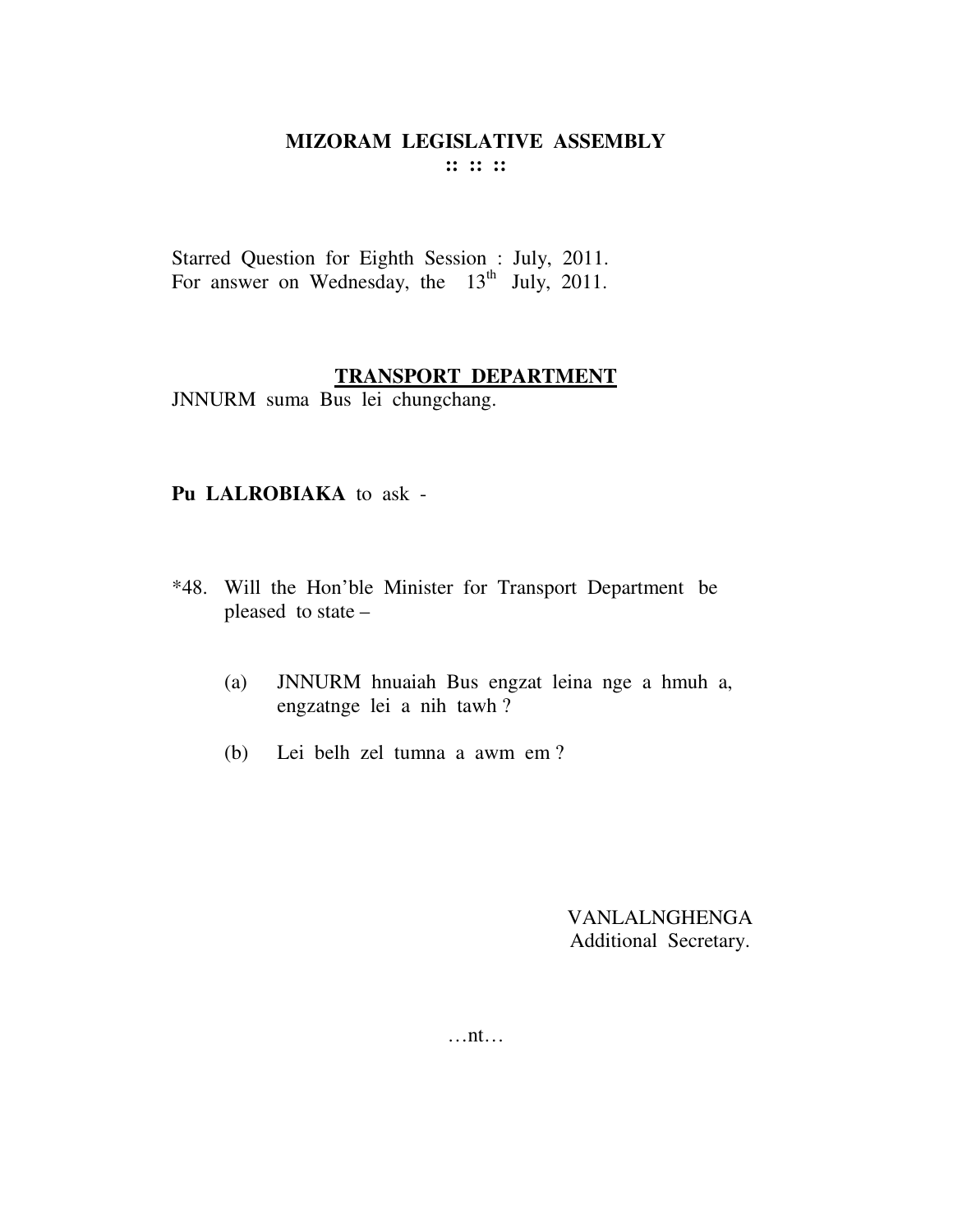**MIZORAM LEGISLATIVE ASSEMBLY**
**:: :: ::**

Starred Question for Eighth Session : July, 2011.
For answer on Wednesday, the 13th July, 2011.

**TRANSPORT DEPARTMENT**

JNNURM suma Bus lei chungchang.

**Pu LALROBIAKA** to ask -

*48. Will the Hon'ble Minister for Transport Department be pleased to state –

(a) JNNURM hnuaiah Bus engzat leina nge a hmuh a, engzatnge lei a nih tawh ?

(b) Lei belh zel tumna a awm em ?

VANLALNGHENGA
Additional Secretary.

…nt…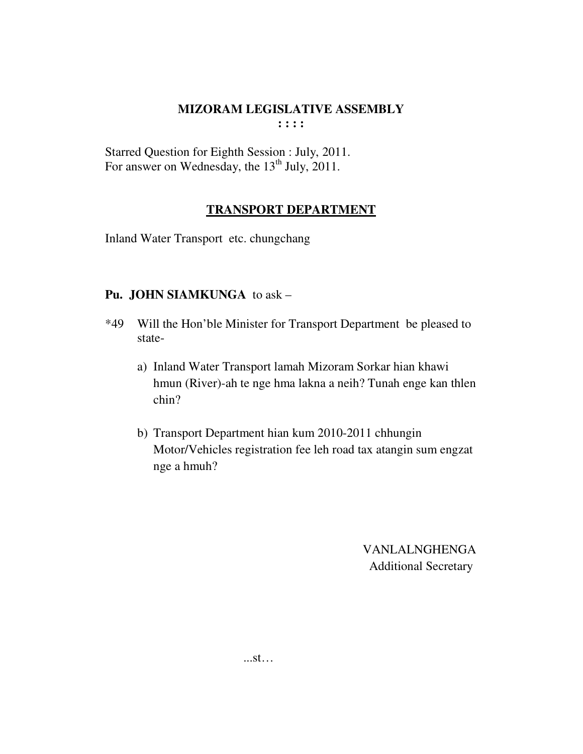# MIZORAM LEGISLATIVE ASSEMBLY

**: : : :**

Starred Question for Eighth Session : July, 2011.
For answer on Wednesday, the 13th July, 2011.

## TRANSPORT DEPARTMENT

Inland Water Transport etc. chungchang

**Pu. JOHN SIAMKUNGA** to ask –

*49 Will the Hon'ble Minister for Transport Department be pleased to state-

a) Inland Water Transport lamah Mizoram Sorkar hian khawi hmun (River)-ah te nge hma lakna a neih? Tunah enge kan thlen chin?

b) Transport Department hian kum 2010-2011 chhungin Motor/Vehicles registration fee leh road tax atangin sum engzat nge a hmuh?

VANLALNGHENGA
Additional Secretary

...st…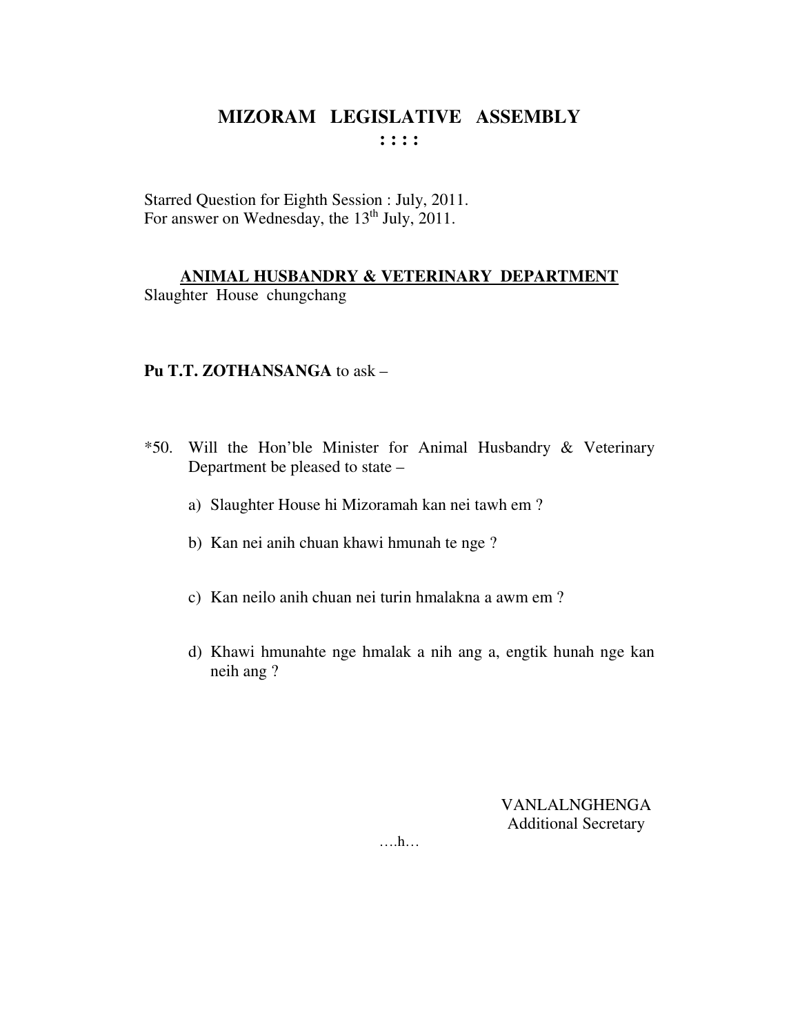# MIZORAM LEGISLATIVE ASSEMBLY

**: : : :**

Starred Question for Eighth Session : July, 2011.
For answer on Wednesday, the 13th July, 2011.

**ANIMAL HUSBANDRY & VETERINARY DEPARTMENT**
Slaughter House chungchang

**Pu T.T. ZOTHANSANGA** to ask –

*50. Will the Hon'ble Minister for Animal Husbandry & Veterinary Department be pleased to state –

a) Slaughter House hi Mizoramah kan nei tawh em ?

b) Kan nei anih chuan khawi hmunah te nge ?

c) Kan neilo anih chuan nei turin hmalakna a awm em ?

d) Khawi hmunahte nge hmalak a nih ang a, engtik hunah nge kan neih ang ?

VANLALNGHENGA
Additional Secretary

….h…